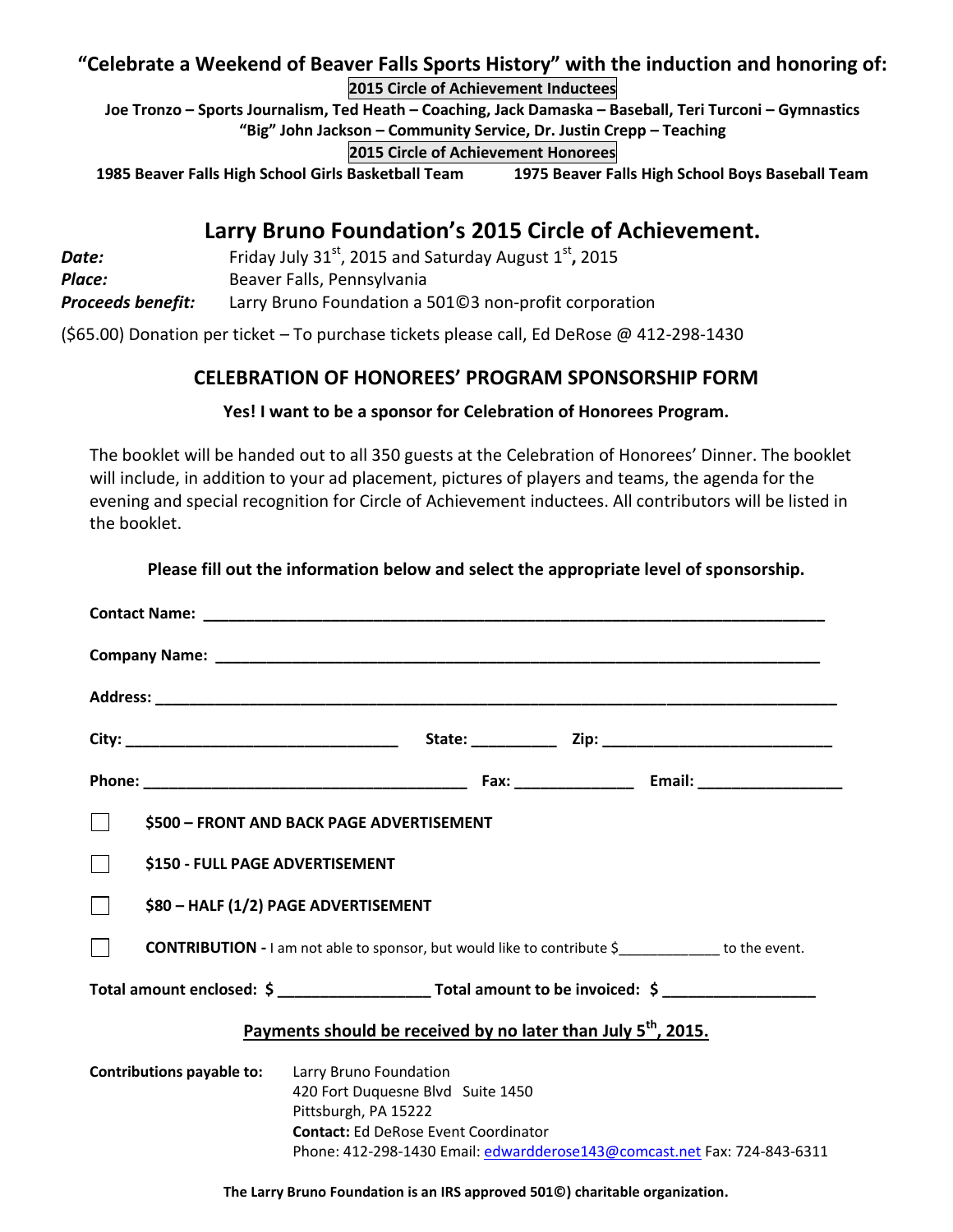**"Celebrate a Weekend of Beaver Falls Sports History" with the induction and honoring of:**

**2015 Circle of Achievement Inductees**

**Joe Tronzo – Sports Journalism, Ted Heath – Coaching, Jack Damaska – Baseball, Teri Turconi – Gymnastics**
**"Big" John Jackson – Community Service, Dr. Justin Crepp – Teaching**

**2015 Circle of Achievement Honorees**

**1985 Beaver Falls High School Girls Basketball Team** **1975 Beaver Falls High School Boys Baseball Team**

## Larry Bruno Foundation's 2015 Circle of Achievement.

***Date:*** Friday July 31st, 2015 and Saturday August 1st, 2015
***Place:*** Beaver Falls, Pennsylvania
***Proceeds benefit:*** Larry Bruno Foundation a 501©3 non-profit corporation

($65.00) Donation per ticket – To purchase tickets please call, Ed DeRose @ 412-298-1430

### CELEBRATION OF HONOREES' PROGRAM SPONSORSHIP FORM

**Yes! I want to be a sponsor for Celebration of Honorees Program.**

The booklet will be handed out to all 350 guests at the Celebration of Honorees' Dinner. The booklet will include, in addition to your ad placement, pictures of players and teams, the agenda for the evening and special recognition for Circle of Achievement inductees. All contributors will be listed in the booklet.

**Please fill out the information below and select the appropriate level of sponsorship.**

**Contact Name:** ______________________________________________

**Company Name:** ______________________________________________

**Address:** ______________________________________________

**City:** ____________________ **State:** __________ **Zip:** ____________________

**Phone:** ____________________ **Fax:** ______________ **Email:** ________________

☐ **$500 – FRONT AND BACK PAGE ADVERTISEMENT**

☐ **$150 - FULL PAGE ADVERTISEMENT**

☐ **$80 – HALF (1/2) PAGE ADVERTISEMENT**

☐ **CONTRIBUTION -** I am not able to sponsor, but would like to contribute $____________ to the event.

**Total amount enclosed: $** _________________ **Total amount to be invoiced: $** _________________

**<u>Payments should be received by no later than July 5th, 2015.</u>**

**Contributions payable to:**
Larry Bruno Foundation
420 Fort Duquesne Blvd Suite 1450
Pittsburgh, PA 15222
**Contact:** Ed DeRose Event Coordinator
Phone: 412-298-1430 Email: edwardderose143@comcast.net Fax: 724-843-6311

**The Larry Bruno Foundation is an IRS approved 501©) charitable organization.**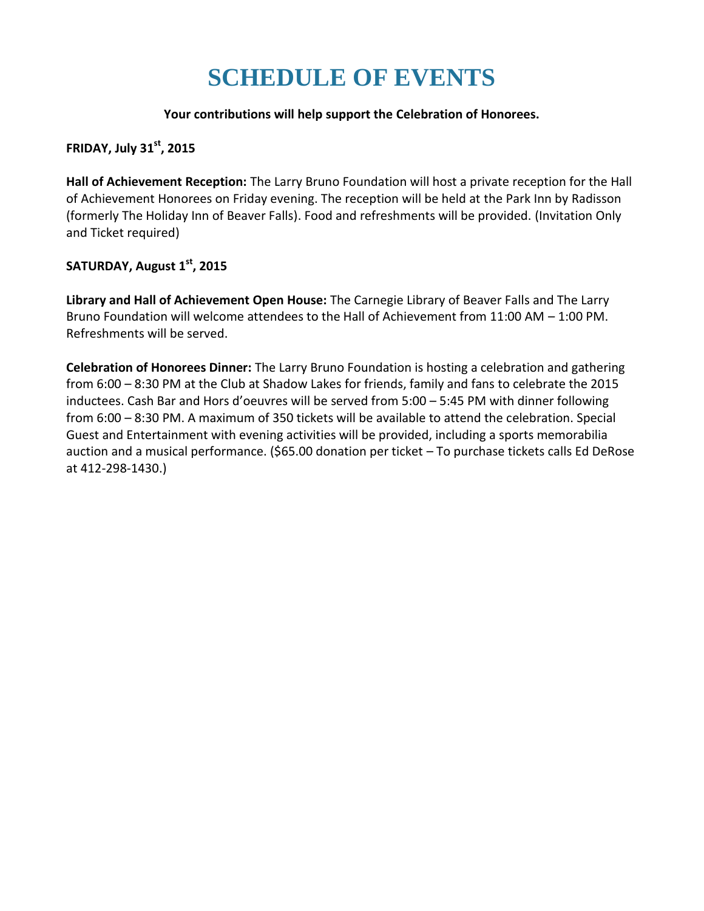# SCHEDULE OF EVENTS

**Your contributions will help support the Celebration of Honorees.**

**FRIDAY, July 31st, 2015**

**Hall of Achievement Reception:** The Larry Bruno Foundation will host a private reception for the Hall of Achievement Honorees on Friday evening. The reception will be held at the Park Inn by Radisson (formerly The Holiday Inn of Beaver Falls). Food and refreshments will be provided. (Invitation Only and Ticket required)

**SATURDAY, August 1st, 2015**

**Library and Hall of Achievement Open House:** The Carnegie Library of Beaver Falls and The Larry Bruno Foundation will welcome attendees to the Hall of Achievement from 11:00 AM – 1:00 PM. Refreshments will be served.

**Celebration of Honorees Dinner:** The Larry Bruno Foundation is hosting a celebration and gathering from 6:00 – 8:30 PM at the Club at Shadow Lakes for friends, family and fans to celebrate the 2015 inductees. Cash Bar and Hors d'oeuvres will be served from 5:00 – 5:45 PM with dinner following from 6:00 – 8:30 PM. A maximum of 350 tickets will be available to attend the celebration. Special Guest and Entertainment with evening activities will be provided, including a sports memorabilia auction and a musical performance. ($65.00 donation per ticket – To purchase tickets calls Ed DeRose at 412-298-1430.)